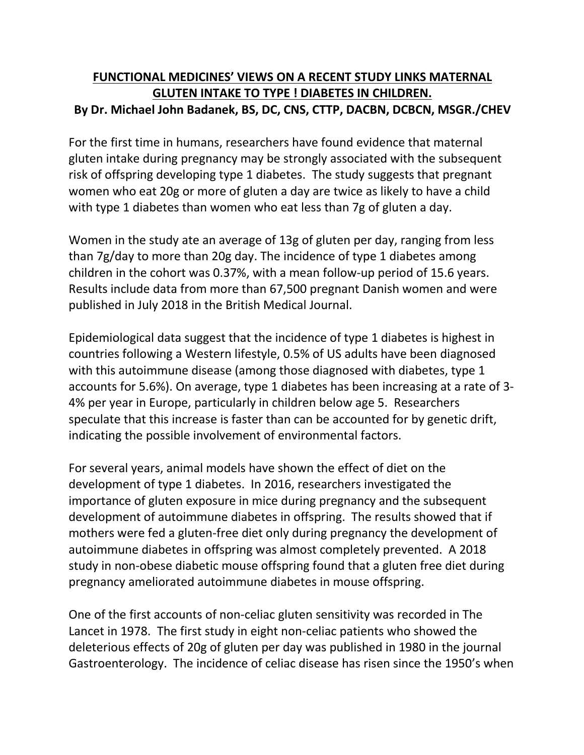# **FUNCTIONAL MEDICINES' VIEWS ON A RECENT STUDY LINKS MATERNAL GLUTEN INTAKE TO TYPE ! DIABETES IN CHILDREN.**

**By Dr. Michael John Badanek, BS, DC, CNS, CTTP, DACBN, DCBCN, MSGR./CHEV**

For the first time in humans, researchers have found evidence that maternal gluten intake during pregnancy may be strongly associated with the subsequent risk of offspring developing type 1 diabetes. The study suggests that pregnant women who eat 20g or more of gluten a day are twice as likely to have a child with type 1 diabetes than women who eat less than 7g of gluten a day.

Women in the study ate an average of 13g of gluten per day, ranging from less than 7g/day to more than 20g day. The incidence of type 1 diabetes among children in the cohort was 0.37%, with a mean follow-up period of 15.6 years. Results include data from more than 67,500 pregnant Danish women and were published in July 2018 in the British Medical Journal.

Epidemiological data suggest that the incidence of type 1 diabetes is highest in countries following a Western lifestyle, 0.5% of US adults have been diagnosed with this autoimmune disease (among those diagnosed with diabetes, type 1 accounts for 5.6%). On average, type 1 diabetes has been increasing at a rate of 3-4% per year in Europe, particularly in children below age 5. Researchers speculate that this increase is faster than can be accounted for by genetic drift, indicating the possible involvement of environmental factors.

For several years, animal models have shown the effect of diet on the development of type 1 diabetes. In 2016, researchers investigated the importance of gluten exposure in mice during pregnancy and the subsequent development of autoimmune diabetes in offspring. The results showed that if mothers were fed a gluten-free diet only during pregnancy the development of autoimmune diabetes in offspring was almost completely prevented. A 2018 study in non-obese diabetic mouse offspring found that a gluten free diet during pregnancy ameliorated autoimmune diabetes in mouse offspring.

One of the first accounts of non-celiac gluten sensitivity was recorded in The Lancet in 1978. The first study in eight non-celiac patients who showed the deleterious effects of 20g of gluten per day was published in 1980 in the journal Gastroenterology. The incidence of celiac disease has risen since the 1950's when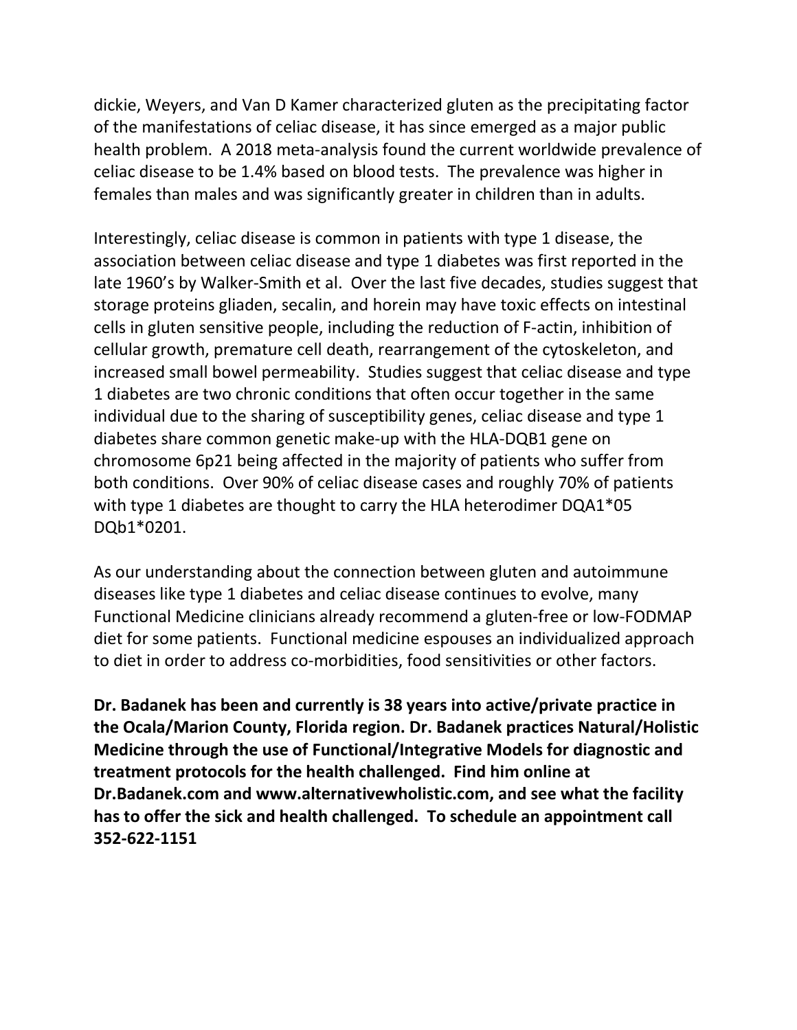dickie, Weyers, and Van D Kamer characterized gluten as the precipitating factor of the manifestations of celiac disease, it has since emerged as a major public health problem. A 2018 meta-analysis found the current worldwide prevalence of celiac disease to be 1.4% based on blood tests. The prevalence was higher in females than males and was significantly greater in children than in adults.

Interestingly, celiac disease is common in patients with type 1 disease, the association between celiac disease and type 1 diabetes was first reported in the late 1960's by Walker-Smith et al. Over the last five decades, studies suggest that storage proteins gliaden, secalin, and horein may have toxic effects on intestinal cells in gluten sensitive people, including the reduction of F-actin, inhibition of cellular growth, premature cell death, rearrangement of the cytoskeleton, and increased small bowel permeability. Studies suggest that celiac disease and type 1 diabetes are two chronic conditions that often occur together in the same individual due to the sharing of susceptibility genes, celiac disease and type 1 diabetes share common genetic make-up with the HLA-DQB1 gene on chromosome 6p21 being affected in the majority of patients who suffer from both conditions. Over 90% of celiac disease cases and roughly 70% of patients with type 1 diabetes are thought to carry the HLA heterodimer DQA1*05 DQb1*0201.

As our understanding about the connection between gluten and autoimmune diseases like type 1 diabetes and celiac disease continues to evolve, many Functional Medicine clinicians already recommend a gluten-free or low-FODMAP diet for some patients. Functional medicine espouses an individualized approach to diet in order to address co-morbidities, food sensitivities or other factors.

**Dr. Badanek has been and currently is 38 years into active/private practice in the Ocala/Marion County, Florida region. Dr. Badanek practices Natural/Holistic Medicine through the use of Functional/Integrative Models for diagnostic and treatment protocols for the health challenged. Find him online at Dr.Badanek.com and www.alternativewholistic.com, and see what the facility has to offer the sick and health challenged. To schedule an appointment call 352-622-1151**